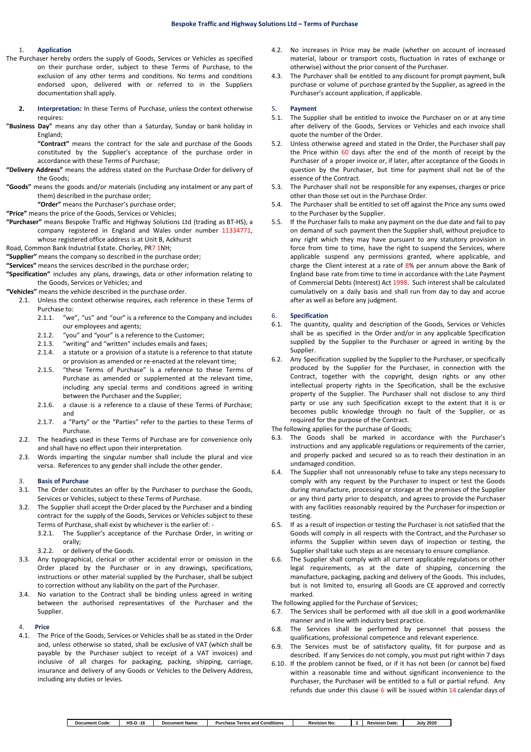## Bespoke Traffic and Highway Solutions Ltd – Terms of Purchase

### 1. Application

The Purchaser hereby orders the supply of Goods, Services or Vehicles as specified on their purchase order, subject to these Terms of Purchase, to the exclusion of any other terms and conditions. No terms and conditions endorsed upon, delivered with or referred to in the Suppliers documentation shall apply.

### 2. Interpretation:

In these Terms of Purchase, unless the context otherwise requires:

**"Business Day"** means any day other than a Saturday, Sunday or bank holiday in England;

**"Contract"** means the contract for the sale and purchase of the Goods constituted by the Supplier's acceptance of the purchase order in accordance with these Terms of Purchase;

**"Delivery Address"** means the address stated on the Purchase Order for delivery of the Goods;

**"Goods"** means the goods and/or materials (including any instalment or any part of them) described in the purchase order;

**"Order"** means the Purchaser's purchase order;

**"Price"** means the price of the Goods, Services or Vehicles;

**"Purchaser"** means Bespoke Traffic and Highway Solutions Ltd (trading as BT-HS), a company registered in England and Wales under number 11334771, whose registered office address is at Unit B, Ackhurst Road, Common Bank Industrial Estate. Chorley, PR7 1NH;

**"Supplier"** means the company so described in the purchase order;

**"Services"** means the services described in the purchase order;

**"Specification"** includes any plans, drawings, data or other information relating to the Goods, Services or Vehicles; and

**"Vehicles"** means the vehicle described in the purchase order.

2.1. Unless the context otherwise requires, each reference in these Terms of Purchase to:

- 2.1.1. "we", "us" and "our" is a reference to the Company and includes our employees and agents;
- 2.1.2. "you" and "your" is a reference to the Customer;
- 2.1.3. "writing" and "written" includes emails and faxes;
- 2.1.4. a statute or a provision of a statute is a reference to that statute or provision as amended or re-enacted at the relevant time;
- 2.1.5. "these Terms of Purchase" is a reference to these Terms of Purchase as amended or supplemented at the relevant time, including any special terms and conditions agreed in writing between the Purchaser and the Supplier;
- 2.1.6. a clause is a reference to a clause of these Terms of Purchase; and
- 2.1.7. a "Party" or the "Parties" refer to the parties to these Terms of Purchase.

2.2. The headings used in these Terms of Purchase are for convenience only and shall have no effect upon their interpretation.

2.3. Words imparting the singular number shall include the plural and vice versa. References to any gender shall include the other gender.

### 3. Basis of Purchase

3.1. The Order constitutes an offer by the Purchaser to purchase the Goods, Services or Vehicles, subject to these Terms of Purchase.

3.2. The Supplier shall accept the Order placed by the Purchaser and a binding contract for the supply of the Goods, Services or Vehicles subject to these Terms of Purchase, shall exist by whichever is the earlier of: -

- 3.2.1. The Supplier's acceptance of the Purchase Order, in writing or orally;
- 3.2.2. or delivery of the Goods.

3.3. Any typographical, clerical or other accidental error or omission in the Order placed by the Purchaser or in any drawings, specifications, instructions or other material supplied by the Purchaser, shall be subject to correction without any liability on the part of the Purchaser.

3.4. No variation to the Contract shall be binding unless agreed in writing between the authorised representatives of the Purchaser and the Supplier.

### 4. Price

4.1. The Price of the Goods, Services or Vehicles shall be as stated in the Order and, unless otherwise so stated, shall be exclusive of VAT (which shall be payable by the Purchaser subject to receipt of a VAT invoices) and inclusive of all charges for packaging, packing, shipping, carriage, insurance and delivery of any Goods or Vehicles to the Delivery Address, including any duties or levies.

4.2. No increases in Price may be made (whether on account of increased material, labour or transport costs, fluctuation in rates of exchange or otherwise) without the prior consent of the Purchaser.

4.3. The Purchaser shall be entitled to any discount for prompt payment, bulk purchase or volume of purchase granted by the Supplier, as agreed in the Purchaser's account application, if applicable.

### 5. Payment

5.1. The Supplier shall be entitled to invoice the Purchaser on or at any time after delivery of the Goods, Services or Vehicles and each invoice shall quote the number of the Order.

5.2. Unless otherwise agreed and stated in the Order, the Purchaser shall pay the Price within 60 days after the end of the month of receipt by the Purchaser of a proper invoice or, if later, after acceptance of the Goods in question by the Purchaser, but time for payment shall not be of the essence of the Contract.

5.3. The Purchaser shall not be responsible for any expenses, charges or price other than those set out in the Purchase Order.

5.4. The Purchaser shall be entitled to set off against the Price any sums owed to the Purchaser by the Supplier.

5.5. If the Purchaser fails to make any payment on the due date and fail to pay on demand of such payment then the Supplier shall, without prejudice to any right which they may have pursuant to any statutory provision in force from time to time, have the right to suspend the Services, where applicable suspend any permissions granted, where applicable, and charge the Client interest at a rate of 8% per annum above the Bank of England base rate from time to time in accordance with the Late Payment of Commercial Debts (Interest) Act 1998. Such interest shall be calculated cumulatively on a daily basis and shall run from day to day and accrue after as well as before any judgment.

### 6. Specification

6.1. The quantity, quality and description of the Goods, Services or Vehicles shall be as specified in the Order and/or in any applicable Specification supplied by the Supplier to the Purchaser or agreed in writing by the Supplier.

6.2. Any Specification supplied by the Supplier to the Purchaser, or specifically produced by the Supplier for the Purchaser, in connection with the Contract, together with the copyright, design rights or any other intellectual property rights in the Specification, shall be the exclusive property of the Supplier. The Purchaser shall not disclose to any third party or use any such Specification except to the extent that it is or becomes public knowledge through no fault of the Supplier, or as required for the purpose of the Contract.

The following applies for the purchase of Goods;

6.3. The Goods shall be marked in accordance with the Purchaser's instructions and any applicable regulations or requirements of the carrier, and properly packed and secured so as to reach their destination in an undamaged condition.

6.4. The Supplier shall not unreasonably refuse to take any steps necessary to comply with any request by the Purchaser to inspect or test the Goods during manufacture, processing or storage at the premises of the Supplier or any third party prior to despatch, and agrees to provide the Purchaser with any facilities reasonably required by the Purchaser for inspection or testing.

6.5. If as a result of inspection or testing the Purchaser is not satisfied that the Goods will comply in all respects with the Contract, and the Purchaser so informs the Supplier within seven days of inspection or testing, the Supplier shall take such steps as are necessary to ensure compliance.

6.6. The Supplier shall comply with all current applicable regulations or other legal requirements, as at the date of shipping, concerning the manufacture, packaging, packing and delivery of the Goods. This includes, but is not limited to, ensuring all Goods are CE approved and correctly marked.

The following applied for the Purchase of Services;

6.7. The Services shall be performed with all due skill in a good workmanlike manner and in line with industry best practice.

6.8. The Services shall be performed by personnel that possess the qualifications, professional competence and relevant experience.

6.9. The Services must be of satisfactory quality, fit for purpose and as described. If any Services do not comply, you must put right within 7 days

6.10. If the problem cannot be fixed, or if it has not been (or cannot be) fixed within a reasonable time and without significant inconvenience to the Purchaser, the Purchaser will be entitled to a full or partial refund. Any refunds due under this clause 6 will be issued within 14 calendar days of

| Document Code: | HS-D -16 | Document Name: | Purchase Terms and Conditions | Revision No: | 2 | Revision Date: | July 2020 |
|---|---|---|---|---|---|---|---|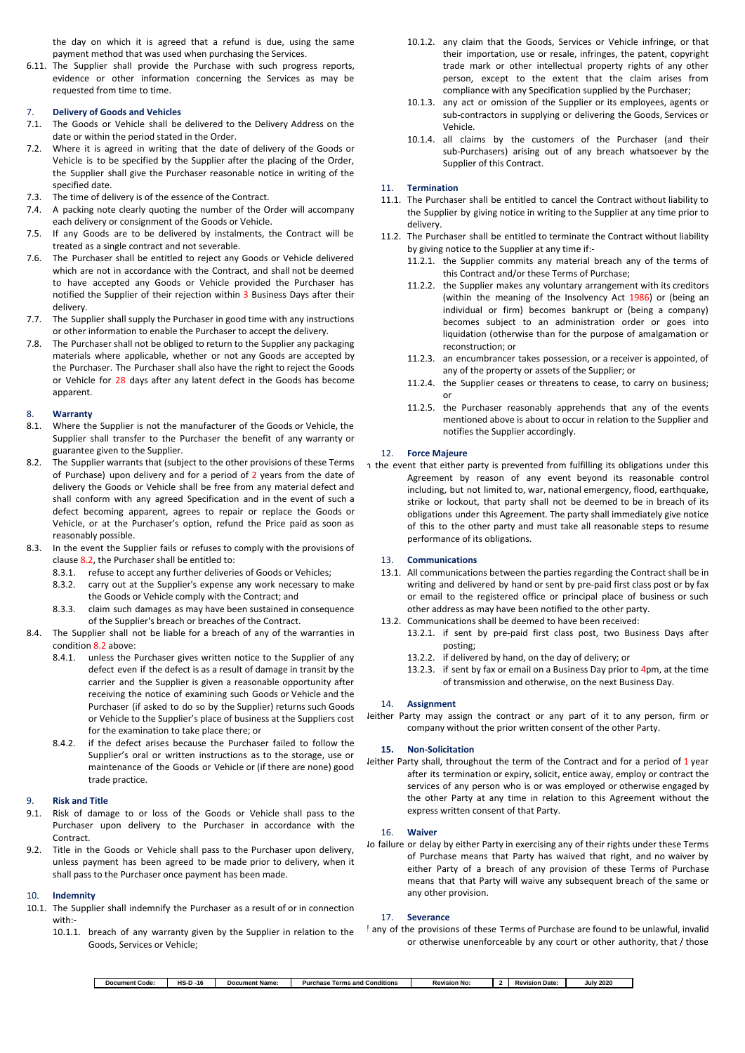the day on which it is agreed that a refund is due, using the same payment method that was used when purchasing the Services.

6.11. The Supplier shall provide the Purchase with such progress reports, evidence or other information concerning the Services as may be requested from time to time.

## 7. Delivery of Goods and Vehicles

7.1. The Goods or Vehicle shall be delivered to the Delivery Address on the date or within the period stated in the Order.

7.2. Where it is agreed in writing that the date of delivery of the Goods or Vehicle is to be specified by the Supplier after the placing of the Order, the Supplier shall give the Purchaser reasonable notice in writing of the specified date.

7.3. The time of delivery is of the essence of the Contract.

7.4. A packing note clearly quoting the number of the Order will accompany each delivery or consignment of the Goods or Vehicle.

7.5. If any Goods are to be delivered by instalments, the Contract will be treated as a single contract and not severable.

7.6. The Purchaser shall be entitled to reject any Goods or Vehicle delivered which are not in accordance with the Contract, and shall not be deemed to have accepted any Goods or Vehicle provided the Purchaser has notified the Supplier of their rejection within 3 Business Days after their delivery.

7.7. The Supplier shall supply the Purchaser in good time with any instructions or other information to enable the Purchaser to accept the delivery.

7.8. The Purchaser shall not be obliged to return to the Supplier any packaging materials where applicable, whether or not any Goods are accepted by the Purchaser. The Purchaser shall also have the right to reject the Goods or Vehicle for 28 days after any latent defect in the Goods has become apparent.

## 8. Warranty

8.1. Where the Supplier is not the manufacturer of the Goods or Vehicle, the Supplier shall transfer to the Purchaser the benefit of any warranty or guarantee given to the Supplier.

8.2. The Supplier warrants that (subject to the other provisions of these Terms of Purchase) upon delivery and for a period of 2 years from the date of delivery the Goods or Vehicle shall be free from any material defect and shall conform with any agreed Specification and in the event of such a defect becoming apparent, agrees to repair or replace the Goods or Vehicle, or at the Purchaser's option, refund the Price paid as soon as reasonably possible.

8.3. In the event the Supplier fails or refuses to comply with the provisions of clause 8.2, the Purchaser shall be entitled to:

- 8.3.1. refuse to accept any further deliveries of Goods or Vehicles;
- 8.3.2. carry out at the Supplier's expense any work necessary to make the Goods or Vehicle comply with the Contract; and
- 8.3.3. claim such damages as may have been sustained in consequence of the Supplier's breach or breaches of the Contract.

8.4. The Supplier shall not be liable for a breach of any of the warranties in condition 8.2 above:

- 8.4.1. unless the Purchaser gives written notice to the Supplier of any defect even if the defect is as a result of damage in transit by the carrier and the Supplier is given a reasonable opportunity after receiving the notice of examining such Goods or Vehicle and the Purchaser (if asked to do so by the Supplier) returns such Goods or Vehicle to the Supplier's place of business at the Suppliers cost for the examination to take place there; or
- 8.4.2. if the defect arises because the Purchaser failed to follow the Supplier's oral or written instructions as to the storage, use or maintenance of the Goods or Vehicle or (if there are none) good trade practice.

## 9. Risk and Title

9.1. Risk of damage to or loss of the Goods or Vehicle shall pass to the Purchaser upon delivery to the Purchaser in accordance with the Contract.

9.2. Title in the Goods or Vehicle shall pass to the Purchaser upon delivery, unless payment has been agreed to be made prior to delivery, when it shall pass to the Purchaser once payment has been made.

## 10. Indemnity

10.1. The Supplier shall indemnify the Purchaser as a result of or in connection with:-

- 10.1.1. breach of any warranty given by the Supplier in relation to the Goods, Services or Vehicle;
- 10.1.2. any claim that the Goods, Services or Vehicle infringe, or that their importation, use or resale, infringes, the patent, copyright trade mark or other intellectual property rights of any other person, except to the extent that the claim arises from compliance with any Specification supplied by the Purchaser;
- 10.1.3. any act or omission of the Supplier or its employees, agents or sub-contractors in supplying or delivering the Goods, Services or Vehicle.
- 10.1.4. all claims by the customers of the Purchaser (and their sub-Purchasers) arising out of any breach whatsoever by the Supplier of this Contract.

## 11. Termination

11.1. The Purchaser shall be entitled to cancel the Contract without liability to the Supplier by giving notice in writing to the Supplier at any time prior to delivery.

11.2. The Purchaser shall be entitled to terminate the Contract without liability by giving notice to the Supplier at any time if:-

- 11.2.1. the Supplier commits any material breach any of the terms of this Contract and/or these Terms of Purchase;
- 11.2.2. the Supplier makes any voluntary arrangement with its creditors (within the meaning of the Insolvency Act 1986) or (being an individual or firm) becomes bankrupt or (being a company) becomes subject to an administration order or goes into liquidation (otherwise than for the purpose of amalgamation or reconstruction; or
- 11.2.3. an encumbrancer takes possession, or a receiver is appointed, of any of the property or assets of the Supplier; or
- 11.2.4. the Supplier ceases or threatens to cease, to carry on business; or
- 11.2.5. the Purchaser reasonably apprehends that any of the events mentioned above is about to occur in relation to the Supplier and notifies the Supplier accordingly.

## 12. Force Majeure

In the event that either party is prevented from fulfilling its obligations under this Agreement by reason of any event beyond its reasonable control including, but not limited to, war, national emergency, flood, earthquake, strike or lockout, that party shall not be deemed to be in breach of its obligations under this Agreement. The party shall immediately give notice of this to the other party and must take all reasonable steps to resume performance of its obligations.

## 13. Communications

13.1. All communications between the parties regarding the Contract shall be in writing and delivered by hand or sent by pre-paid first class post or by fax or email to the registered office or principal place of business or such other address as may have been notified to the other party.

13.2. Communications shall be deemed to have been received:

- 13.2.1. if sent by pre-paid first class post, two Business Days after posting;
- 13.2.2. if delivered by hand, on the day of delivery; or
- 13.2.3. if sent by fax or email on a Business Day prior to 4pm, at the time of transmission and otherwise, on the next Business Day.

## 14. Assignment

Neither Party may assign the contract or any part of it to any person, firm or company without the prior written consent of the other Party.

## 15. Non-Solicitation

Neither Party shall, throughout the term of the Contract and for a period of 1 year after its termination or expiry, solicit, entice away, employ or contract the services of any person who is or was employed or otherwise engaged by the other Party at any time in relation to this Agreement without the express written consent of that Party.

## 16. Waiver

No failure or delay by either Party in exercising any of their rights under these Terms of Purchase means that Party has waived that right, and no waiver by either Party of a breach of any provision of these Terms of Purchase means that that Party will waive any subsequent breach of the same or any other provision.

## 17. Severance

If any of the provisions of these Terms of Purchase are found to be unlawful, invalid or otherwise unenforceable by any court or other authority, that / those

| Document Code: | HS-D -16 | Document Name: | Purchase Terms and Conditions | Revision No: | 2 | Revision Date: | July 2020 |
|---|---|---|---|---|---|---|---|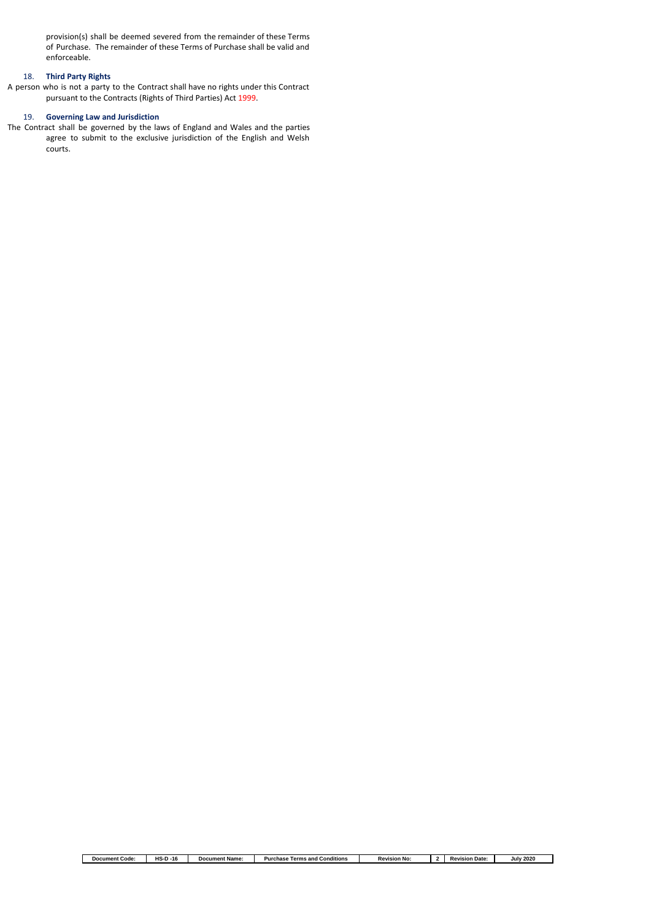provision(s) shall be deemed severed from the remainder of these Terms of Purchase. The remainder of these Terms of Purchase shall be valid and enforceable.

### 18. **Third Party Rights**

A person who is not a party to the Contract shall have no rights under this Contract pursuant to the Contracts (Rights of Third Parties) Act 1999.

### 19. **Governing Law and Jurisdiction**

The Contract shall be governed by the laws of England and Wales and the parties agree to submit to the exclusive jurisdiction of the English and Welsh courts.